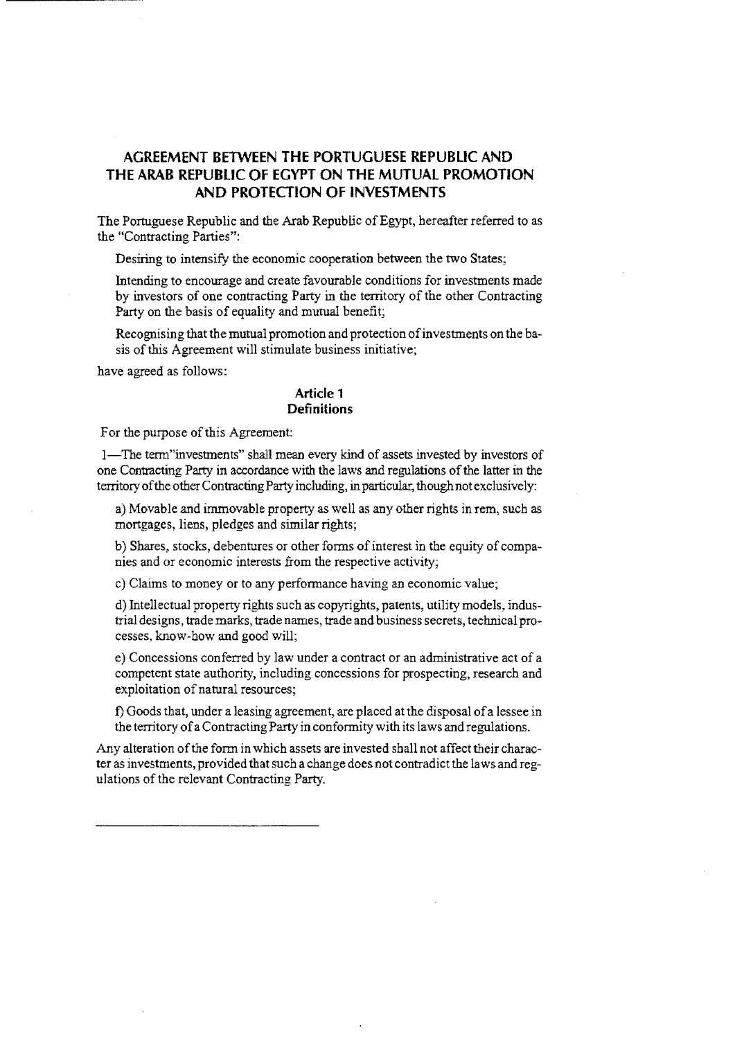# AGREEMENT BETWEEN THE PORTUGUESE REPUBLIC AND THE ARAB REPUBLIC OF EGYPT ON THE MUTUAL PROMOTION AND PROTECTION OF INVESTMENTS

The Portuguese Republic and the Arab Republic of Egypt, hereafter referred to as the "Contracting Parties":

Desiring to intensify the economic cooperation between the two States;

Intending to encourage and create favourable conditions for investments made by investors of one contracting Party in the territory of the other Contracting Party on the basis of equality and mutual benefit;

Recognising that the mutual promotion and protection of investments on the basis of this Agreement will stimulate business initiative;

have agreed as follows:

## Article 1
## Definitions

For the purpose of this Agreement:

1—The term"investments" shall mean every kind of assets invested by investors of one Contracting Party in accordance with the laws and regulations of the latter in the territory of the other Contracting Party including, in particular, though not exclusively:

a) Movable and immovable property as well as any other rights in rem, such as mortgages, liens, pledges and similar rights;

b) Shares, stocks, debentures or other forms of interest in the equity of companies and or economic interests from the respective activity;

c) Claims to money or to any performance having an economic value;

d) Intellectual property rights such as copyrights, patents, utility models, industrial designs, trade marks, trade names, trade and business secrets, technical processes, know-how and good will;

e) Concessions conferred by law under a contract or an administrative act of a competent state authority, including concessions for prospecting, research and exploitation of natural resources;

f) Goods that, under a leasing agreement, are placed at the disposal of a lessee in the territory of a Contracting Party in conformity with its laws and regulations.

Any alteration of the form in which assets are invested shall not affect their character as investments, provided that such a change does not contradict the laws and regulations of the relevant Contracting Party.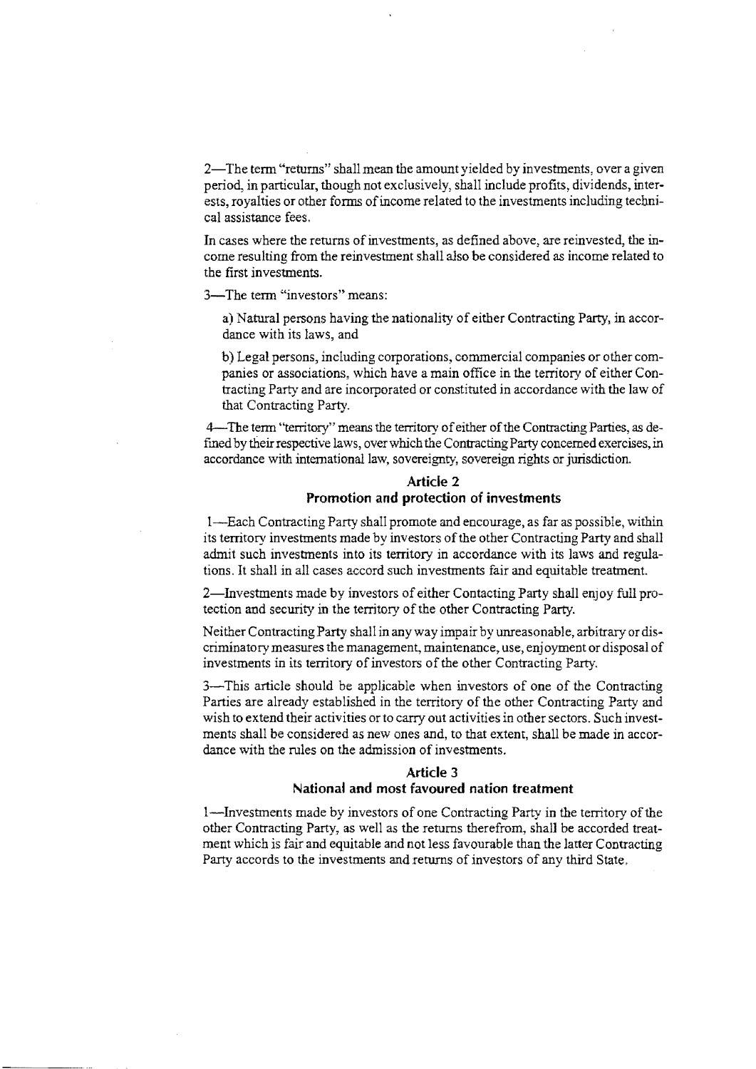2—The term "returns" shall mean the amount yielded by investments, over a given period, in particular, though not exclusively, shall include profits, dividends, interests, royalties or other forms of income related to the investments including technical assistance fees.

In cases where the returns of investments, as defined above, are reinvested, the income resulting from the reinvestment shall also be considered as income related to the first investments.

3—The term "investors" means:

a) Natural persons having the nationality of either Contracting Party, in accordance with its laws, and

b) Legal persons, including corporations, commercial companies or other companies or associations, which have a main office in the territory of either Contracting Party and are incorporated or constituted in accordance with the law of that Contracting Party.

4—The term "territory" means the territory of either of the Contracting Parties, as defined by their respective laws, over which the Contracting Party concerned exercises, in accordance with international law, sovereignty, sovereign rights or jurisdiction.

## Article 2
## Promotion and protection of investments

1—Each Contracting Party shall promote and encourage, as far as possible, within its territory investments made by investors of the other Contracting Party and shall admit such investments into its territory in accordance with its laws and regulations. It shall in all cases accord such investments fair and equitable treatment.

2—Investments made by investors of either Contacting Party shall enjoy full protection and security in the territory of the other Contracting Party.

Neither Contracting Party shall in any way impair by unreasonable, arbitrary or discriminatory measures the management, maintenance, use, enjoyment or disposal of investments in its territory of investors of the other Contracting Party.

3—This article should be applicable when investors of one of the Contracting Parties are already established in the territory of the other Contracting Party and wish to extend their activities or to carry out activities in other sectors. Such investments shall be considered as new ones and, to that extent, shall be made in accordance with the rules on the admission of investments.

## Article 3
## National and most favoured nation treatment

1—Investments made by investors of one Contracting Party in the territory of the other Contracting Party, as well as the returns therefrom, shall be accorded treatment which is fair and equitable and not less favourable than the latter Contracting Party accords to the investments and returns of investors of any third State.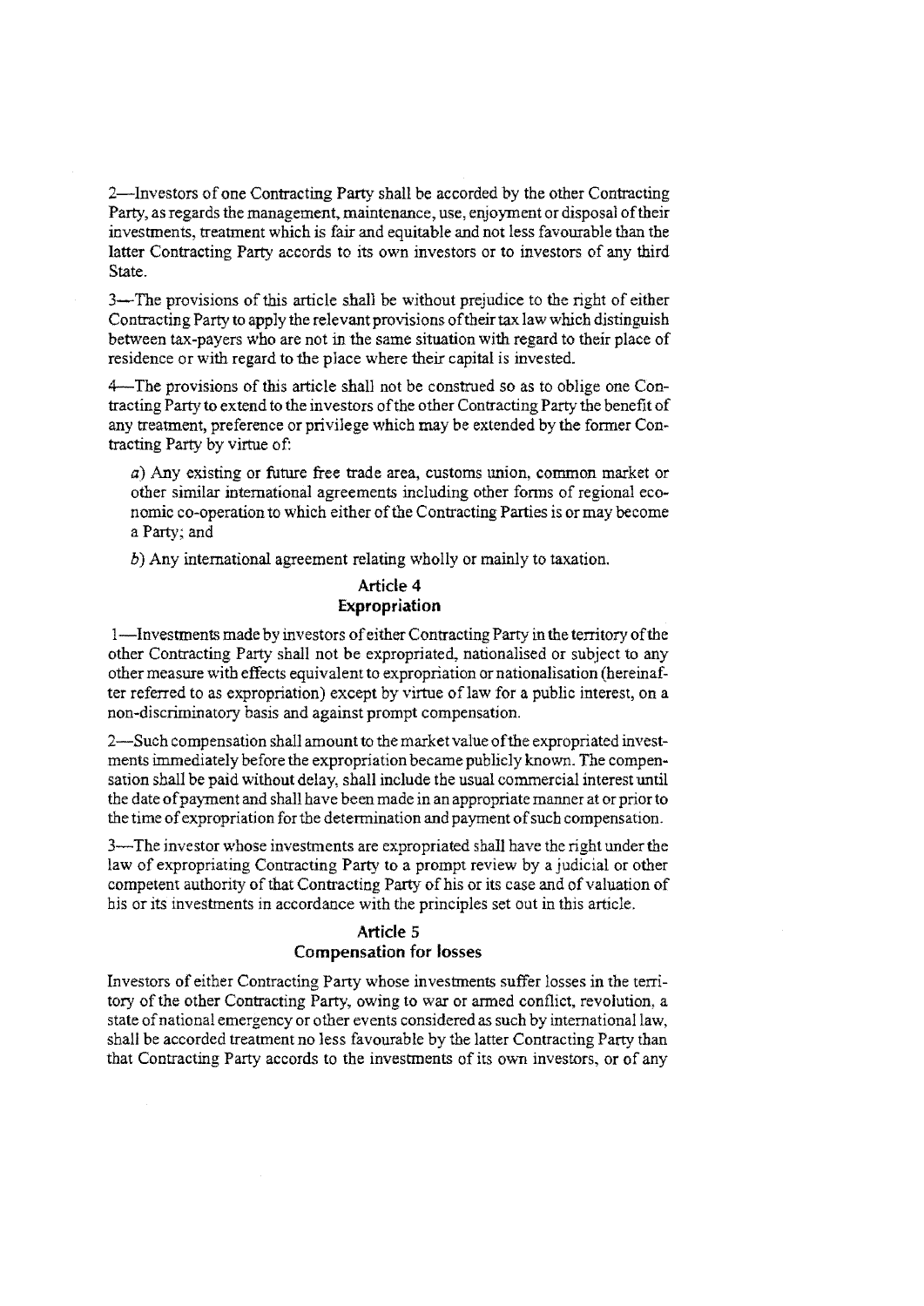2—Investors of one Contracting Party shall be accorded by the other Contracting Party, as regards the management, maintenance, use, enjoyment or disposal of their investments, treatment which is fair and equitable and not less favourable than the latter Contracting Party accords to its own investors or to investors of any third State.

3—The provisions of this article shall be without prejudice to the right of either Contracting Party to apply the relevant provisions of their tax law which distinguish between tax-payers who are not in the same situation with regard to their place of residence or with regard to the place where their capital is invested.

4—The provisions of this article shall not be construed so as to oblige one Contracting Party to extend to the investors of the other Contracting Party the benefit of any treatment, preference or privilege which may be extended by the former Contracting Party by virtue of:

*a*) Any existing or future free trade area, customs union, common market or other similar international agreements including other forms of regional economic co-operation to which either of the Contracting Parties is or may become a Party; and

*b*) Any international agreement relating wholly or mainly to taxation.

## Article 4
## Expropriation

1—Investments made by investors of either Contracting Party in the territory of the other Contracting Party shall not be expropriated, nationalised or subject to any other measure with effects equivalent to expropriation or nationalisation (hereinafter referred to as expropriation) except by virtue of law for a public interest, on a non-discriminatory basis and against prompt compensation.

2—Such compensation shall amount to the market value of the expropriated investments immediately before the expropriation became publicly known. The compensation shall be paid without delay, shall include the usual commercial interest until the date of payment and shall have been made in an appropriate manner at or prior to the time of expropriation for the determination and payment of such compensation.

3—The investor whose investments are expropriated shall have the right under the law of expropriating Contracting Party to a prompt review by a judicial or other competent authority of that Contracting Party of his or its case and of valuation of his or its investments in accordance with the principles set out in this article.

## Article 5
## Compensation for losses

Investors of either Contracting Party whose investments suffer losses in the territory of the other Contracting Party, owing to war or armed conflict, revolution, a state of national emergency or other events considered as such by international law, shall be accorded treatment no less favourable by the latter Contracting Party than that Contracting Party accords to the investments of its own investors, or of any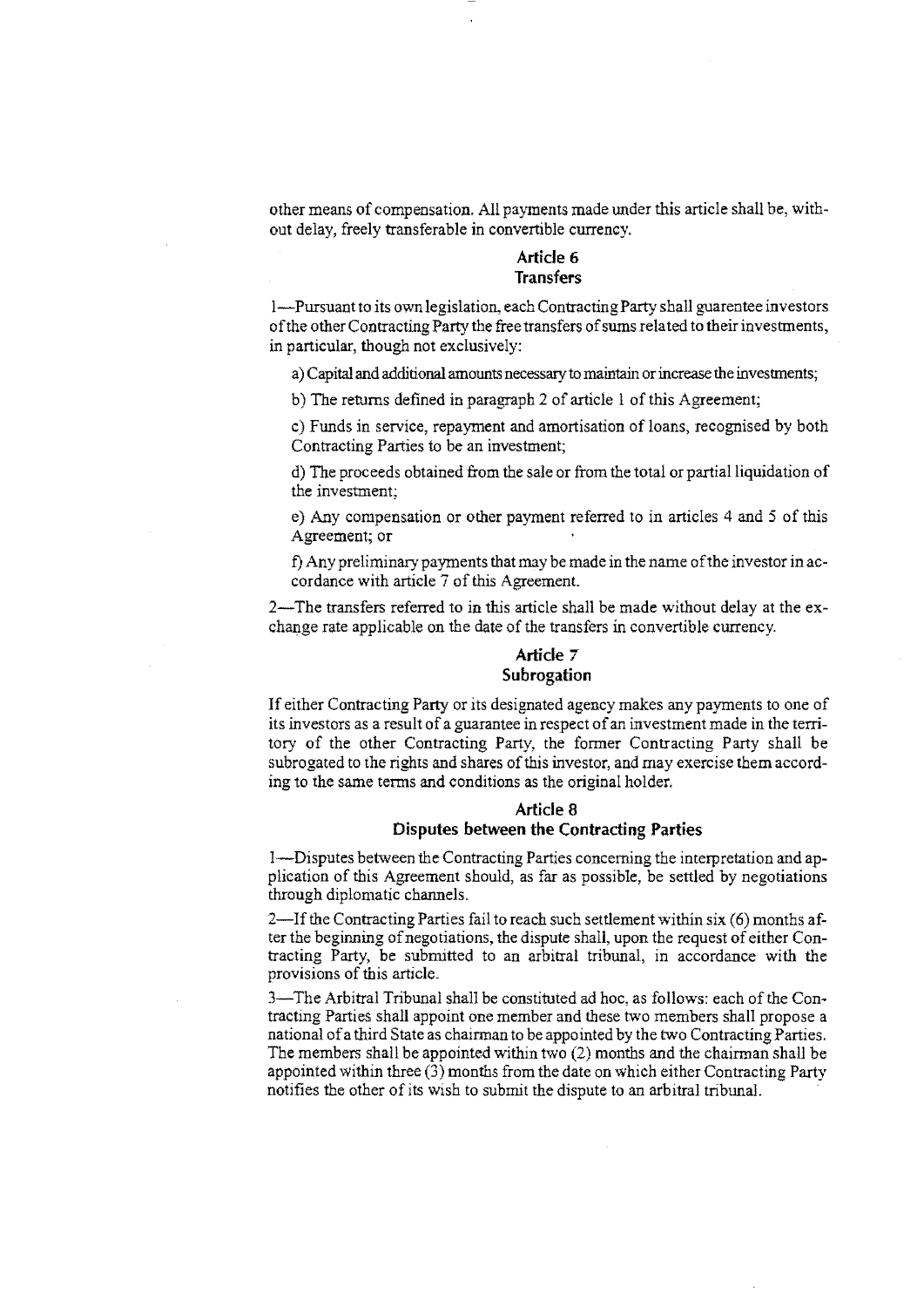other means of compensation. All payments made under this article shall be, without delay, freely transferable in convertible currency.

## Article 6
## Transfers

1—Pursuant to its own legislation, each Contracting Party shall guarentee investors of the other Contracting Party the free transfers of sums related to their investments, in particular, though not exclusively:

a) Capital and additional amounts necessary to maintain or increase the investments;

b) The returns defined in paragraph 2 of article 1 of this Agreement;

c) Funds in service, repayment and amortisation of loans, recognised by both Contracting Parties to be an investment;

d) The proceeds obtained from the sale or from the total or partial liquidation of the investment;

e) Any compensation or other payment referred to in articles 4 and 5 of this Agreement; or

f) Any preliminary payments that may be made in the name of the investor in accordance with article 7 of this Agreement.

2—The transfers referred to in this article shall be made without delay at the exchange rate applicable on the date of the transfers in convertible currency.

## Article 7
## Subrogation

If either Contracting Party or its designated agency makes any payments to one of its investors as a result of a guarantee in respect of an investment made in the territory of the other Contracting Party, the former Contracting Party shall be subrogated to the rights and shares of this investor, and may exercise them according to the same terms and conditions as the original holder.

## Article 8
## Disputes between the Contracting Parties

1—Disputes between the Contracting Parties concerning the interpretation and application of this Agreement should, as far as possible, be settled by negotiations through diplomatic channels.

2—If the Contracting Parties fail to reach such settlement within six (6) months after the beginning of negotiations, the dispute shall, upon the request of either Contracting Party, be submitted to an arbitral tribunal, in accordance with the provisions of this article.

3—The Arbitral Tribunal shall be constituted ad hoc, as follows: each of the Contracting Parties shall appoint one member and these two members shall propose a national of a third State as chairman to be appointed by the two Contracting Parties. The members shall be appointed within two (2) months and the chairman shall be appointed within three (3) months from the date on which either Contracting Party notifies the other of its wish to submit the dispute to an arbitral tribunal.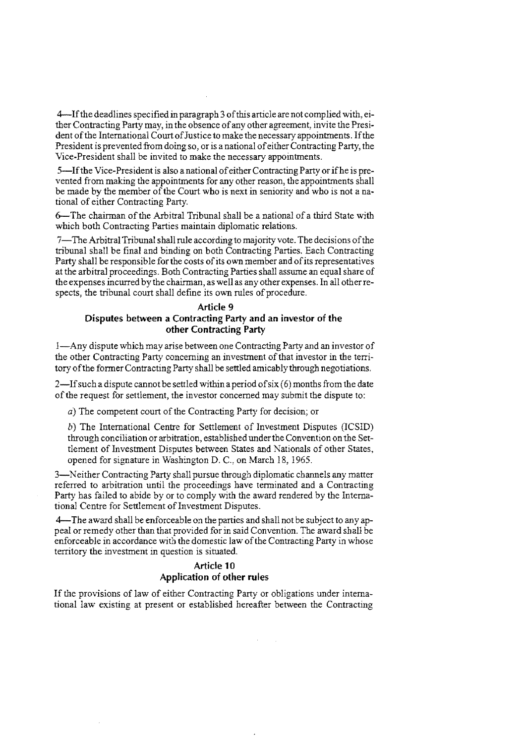4—If the deadlines specified in paragraph 3 of this article are not complied with, either Contracting Party may, in the obsence of any other agreement, invite the President of the International Court of Justice to make the necessary appointments. If the President is prevented from doing so, or is a national of either Contracting Party, the Vice-President shall be invited to make the necessary appointments.

5—If the Vice-President is also a national of either Contracting Party or if he is prevented from making the appointments for any other reason, the appointments shall be made by the member of the Court who is next in seniority and who is not a national of either Contracting Party.

6—The chairman of the Arbitral Tribunal shall be a national of a third State with which both Contracting Parties maintain diplomatic relations.

7—The Arbitral Tribunal shall rule according to majority vote. The decisions of the tribunal shall be final and binding on both Contracting Parties. Each Contracting Party shall be responsible for the costs of its own member and of its representatives at the arbitral proceedings. Both Contracting Parties shall assume an equal share of the expenses incurred by the chairman, as well as any other expenses. In all other respects, the tribunal court shall define its own rules of procedure.

### Article 9
### Disputes between a Contracting Party and an investor of the other Contracting Party

1—Any dispute which may arise between one Contracting Party and an investor of the other Contracting Party concerning an investment of that investor in the territory of the former Contracting Party shall be settled amicably through negotiations.

2—If such a dispute cannot be settled within a period of six (6) months from the date of the request for settlement, the investor concerned may submit the dispute to:

*a*) The competent court of the Contracting Party for decision; or

*b*) The International Centre for Settlement of Investment Disputes (ICSID) through conciliation or arbitration, established under the Convention on the Settlement of Investment Disputes between States and Nationals of other States, opened for signature in Washington D. C., on March 18, 1965.

3—Neither Contracting Party shall pursue through diplomatic channels any matter referred to arbitration until the proceedings have terminated and a Contracting Party has failed to abide by or to comply with the award rendered by the International Centre for Settlement of Investment Disputes.

4—The award shall be enforceable on the parties and shall not be subject to any appeal or remedy other than that provided for in said Convention. The award shall be enforceable in accordance with the domestic law of the Contracting Party in whose territory the investment in question is situated.

### Article 10
### Application of other rules

If the provisions of law of either Contracting Party or obligations under international law existing at present or established hereafter between the Contracting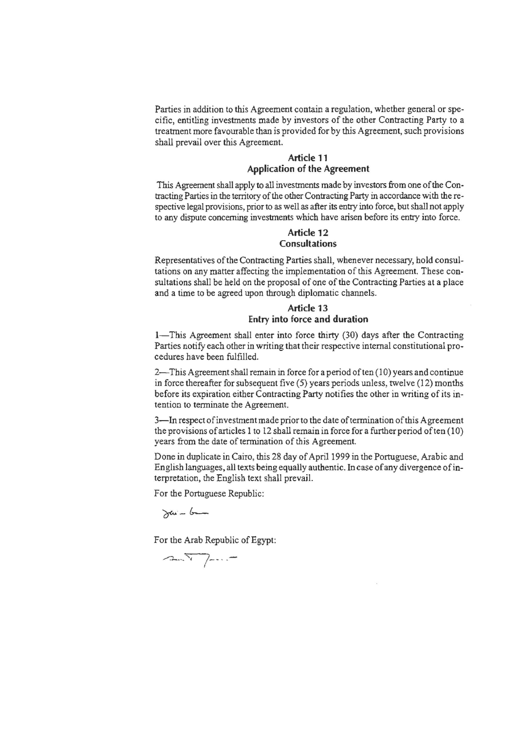Parties in addition to this Agreement contain a regulation, whether general or specific, entitling investments made by investors of the other Contracting Party to a treatment more favourable than is provided for by this Agreement, such provisions shall prevail over this Agreement.

### Article 11
### Application of the Agreement

This Agreement shall apply to all investments made by investors from one of the Contracting Parties in the territory of the other Contracting Party in accordance with the respective legal provisions, prior to as well as after its entry into force, but shall not apply to any dispute concerning investments which have arisen before its entry into force.

### Article 12
### Consultations

Representatives of the Contracting Parties shall, whenever necessary, hold consultations on any matter affecting the implementation of this Agreement. These consultations shall be held on the proposal of one of the Contracting Parties at a place and a time to be agreed upon through diplomatic channels.

### Article 13
### Entry into force and duration

1—This Agreement shall enter into force thirty (30) days after the Contracting Parties notify each other in writing that their respective internal constitutional procedures have been fulfilled.

2—This Agreement shall remain in force for a period of ten (10) years and continue in force thereafter for subsequent five (5) years periods unless, twelve (12) months before its expiration either Contracting Party notifies the other in writing of its intention to terminate the Agreement.

3—In respect of investment made prior to the date of termination of this Agreement the provisions of articles 1 to 12 shall remain in force for a further period of ten (10) years from the date of termination of this Agreement.

Done in duplicate in Cairo, this 28 day of April 1999 in the Portuguese, Arabic and English languages, all texts being equally authentic. In case of any divergence of interpretation, the English text shall prevail.

For the Portuguese Republic:

For the Arab Republic of Egypt: